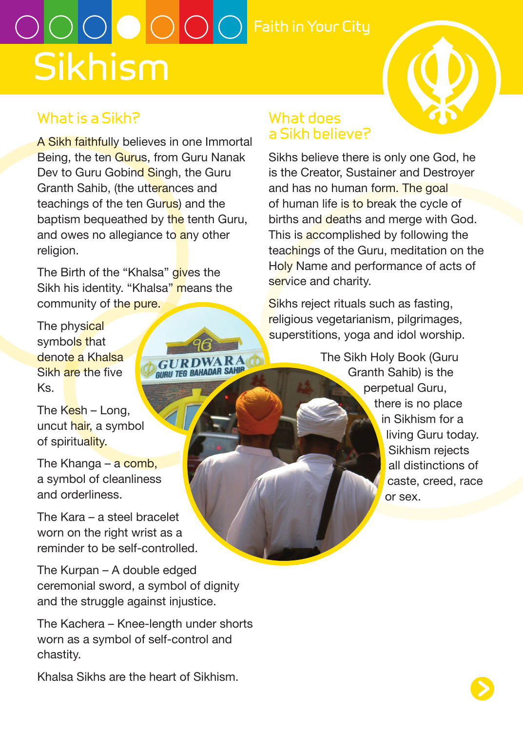Faith in Your City

# Sikhism

## What is a Sikh?

A Sikh faithfully believes in one Immortal Being, the ten Gurus, from Guru Nanak Dev to Guru Gobind Singh, the Guru Granth Sahib, (the utterances and teachings of the ten Gurus) and the baptism bequeathed by the tenth Guru, and owes no allegiance to any other religion.

The Birth of the "Khalsa" gives the Sikh his identity. "Khalsa" means the community of the pure.

The physical symbols that denote a Khalsa Sikh are the five Ks.

The Kesh – Long, uncut hair, a symbol of spirituality.

The Khanga – a comb, a symbol of cleanliness and orderliness.

The Kara – a steel bracelet worn on the right wrist as a reminder to be self-controlled.

The Kurpan – A double edged ceremonial sword, a symbol of dignity and the struggle against injustice.

The Kachera – Knee-length under shorts worn as a symbol of self-control and chastity.

Khalsa Sikhs are the heart of Sikhism.

## What does a Sikh believe?

Sikhs believe there is only one God, he is the Creator, Sustainer and Destroyer and has no human form. The goal of human life is to break the cycle of births and deaths and merge with God. This is accomplished by following the teachings of the Guru, meditation on the Holy Name and performance of acts of service and charity.

Sikhs reject rituals such as fasting, religious vegetarianism, pilgrimages, superstitions, yoga and idol worship.

The Sikh Holy Book (Guru Granth Sahib) is the perpetual Guru, there is no place in Sikhism for a living Guru today. Sikhism rejects all distinctions of caste, creed, race or sex.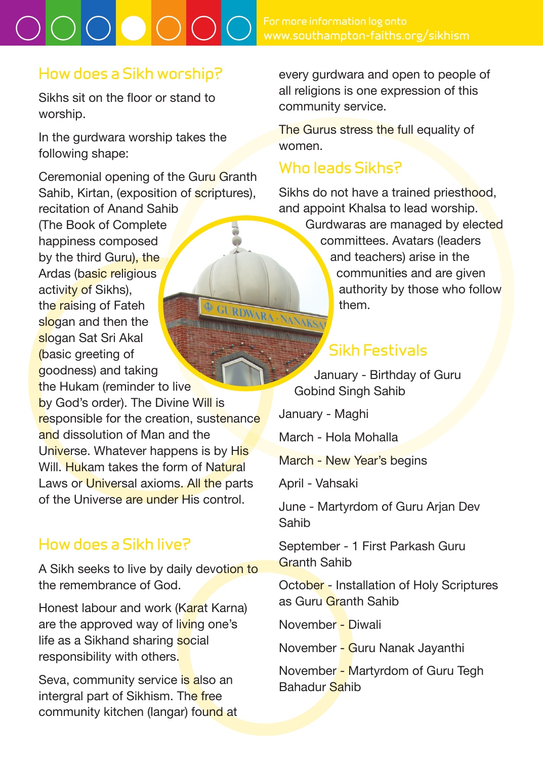For more information log onto
www.southampton-faiths.org/sikhism

## How does a Sikh worship?

Sikhs sit on the floor or stand to worship.

In the gurdwara worship takes the following shape:

Ceremonial opening of the Guru Granth Sahib, Kirtan, (exposition of scriptures), recitation of Anand Sahib (The Book of Complete happiness composed by the third Guru), the Ardas (basic religious activity of Sikhs), the raising of Fateh slogan and then the slogan Sat Sri Akal (basic greeting of goodness) and taking the Hukam (reminder to live by God's order). The Divine Will is responsible for the creation, sustenance and dissolution of Man and the Universe. Whatever happens is by His Will. Hukam takes the form of Natural Laws or Universal axioms. All the parts of the Universe are under His control.

## How does a Sikh live?

A Sikh seeks to live by daily devotion to the remembrance of God.

Honest labour and work (Karat Karna) are the approved way of living one's life as a Sikhand sharing social responsibility with others.

Seva, community service is also an intergral part of Sikhism. The free community kitchen (langar) found at every gurdwara and open to people of all religions is one expression of this community service.

The Gurus stress the full equality of women.

## Who leads Sikhs?

Sikhs do not have a trained priesthood, and appoint Khalsa to lead worship. Gurdwaras are managed by elected committees. Avatars (leaders and teachers) arise in the communities and are given authority by those who follow them.

## Sikh Festivals

January - Birthday of Guru Gobind Singh Sahib

January - Maghi

March - Hola Mohalla

March - New Year's begins

April - Vahsaki

June - Martyrdom of Guru Arjan Dev Sahib

September - 1 First Parkash Guru Granth Sahib

October - Installation of Holy Scriptures as Guru Granth Sahib

November - Diwali

November - Guru Nanak Jayanthi

November - Martyrdom of Guru Tegh Bahadur Sahib